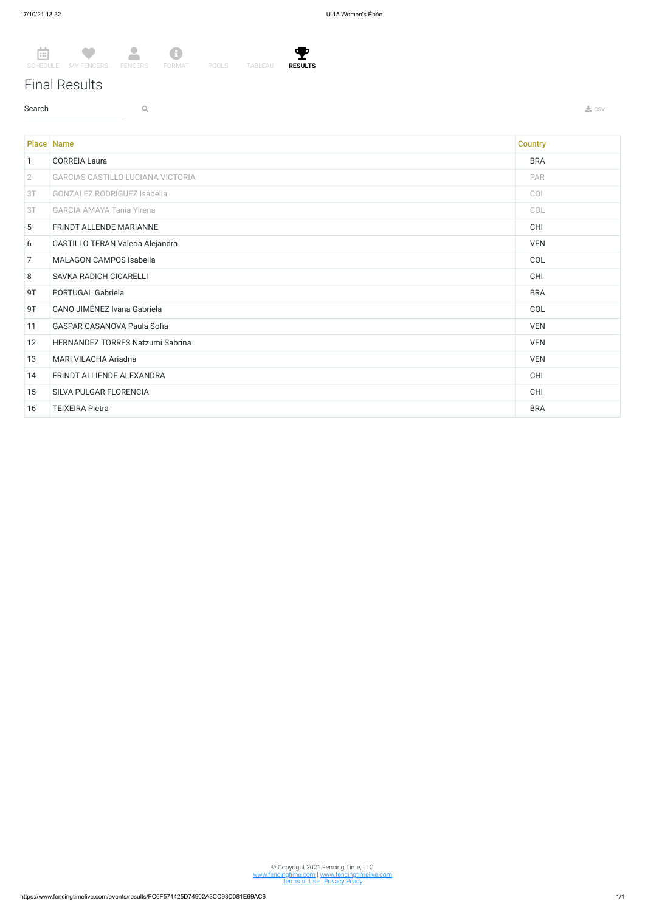SCHEDULE MY FENCERS FENCERS FORMAT POOLS TABLEAU **RESULTS**

# Final Results

Search

CSV

| Place | Name | Country |
|---|---|---|
| 1 | CORREIA Laura | BRA |
| 2 | GARCIAS CASTILLO LUCIANA VICTORIA | PAR |
| 3T | GONZALEZ RODRÍGUEZ Isabella | COL |
| 3T | GARCIA AMAYA Tania Yirena | COL |
| 5 | FRINDT ALLENDE MARIANNE | CHI |
| 6 | CASTILLO TERAN Valeria Alejandra | VEN |
| 7 | MALAGON CAMPOS Isabella | COL |
| 8 | SAVKA RADICH CICARELLI | CHI |
| 9T | PORTUGAL Gabriela | BRA |
| 9T | CANO JIMÉNEZ Ivana Gabriela | COL |
| 11 | GASPAR CASANOVA Paula Sofia | VEN |
| 12 | HERNANDEZ TORRES Natzumi Sabrina | VEN |
| 13 | MARI VILACHA Ariadna | VEN |
| 14 | FRINDT ALLIENDE ALEXANDRA | CHI |
| 15 | SILVA PULGAR FLORENCIA | CHI |
| 16 | TEIXEIRA Pietra | BRA |

© Copyright 2021 Fencing Time, LLC
www.fencingtime.com | www.fencingtimelive.com
Terms of Use | Privacy Policy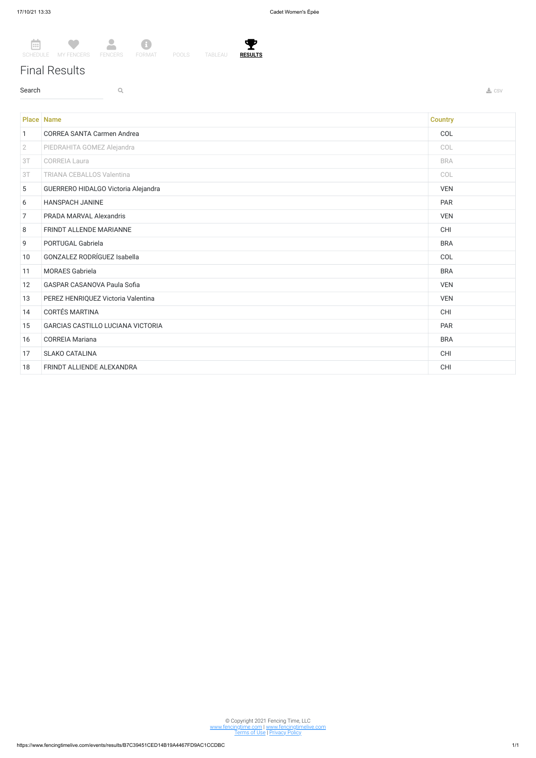SCHEDULE MY FENCERS FENCERS FORMAT POOLS TABLEAU **RESULTS**

# Final Results

Search

CSV

| Place | Name | Country |
|---|---|---|
| 1 | CORREA SANTA Carmen Andrea | COL |
| 2 | PIEDRAHITA GOMEZ Alejandra | COL |
| 3T | CORREIA Laura | BRA |
| 3T | TRIANA CEBALLOS Valentina | COL |
| 5 | GUERRERO HIDALGO Victoria Alejandra | VEN |
| 6 | HANSPACH JANINE | PAR |
| 7 | PRADA MARVAL Alexandris | VEN |
| 8 | FRINDT ALLENDE MARIANNE | CHI |
| 9 | PORTUGAL Gabriela | BRA |
| 10 | GONZALEZ RODRÍGUEZ Isabella | COL |
| 11 | MORAES Gabriela | BRA |
| 12 | GASPAR CASANOVA Paula Sofia | VEN |
| 13 | PEREZ HENRIQUEZ Victoria Valentina | VEN |
| 14 | CORTÉS MARTINA | CHI |
| 15 | GARCIAS CASTILLO LUCIANA VICTORIA | PAR |
| 16 | CORREIA Mariana | BRA |
| 17 | SLAKO CATALINA | CHI |
| 18 | FRINDT ALLIENDE ALEXANDRA | CHI |

© Copyright 2021 Fencing Time, LLC
www.fencingtime.com | www.fencingtimelive.com
Terms of Use | Privacy Policy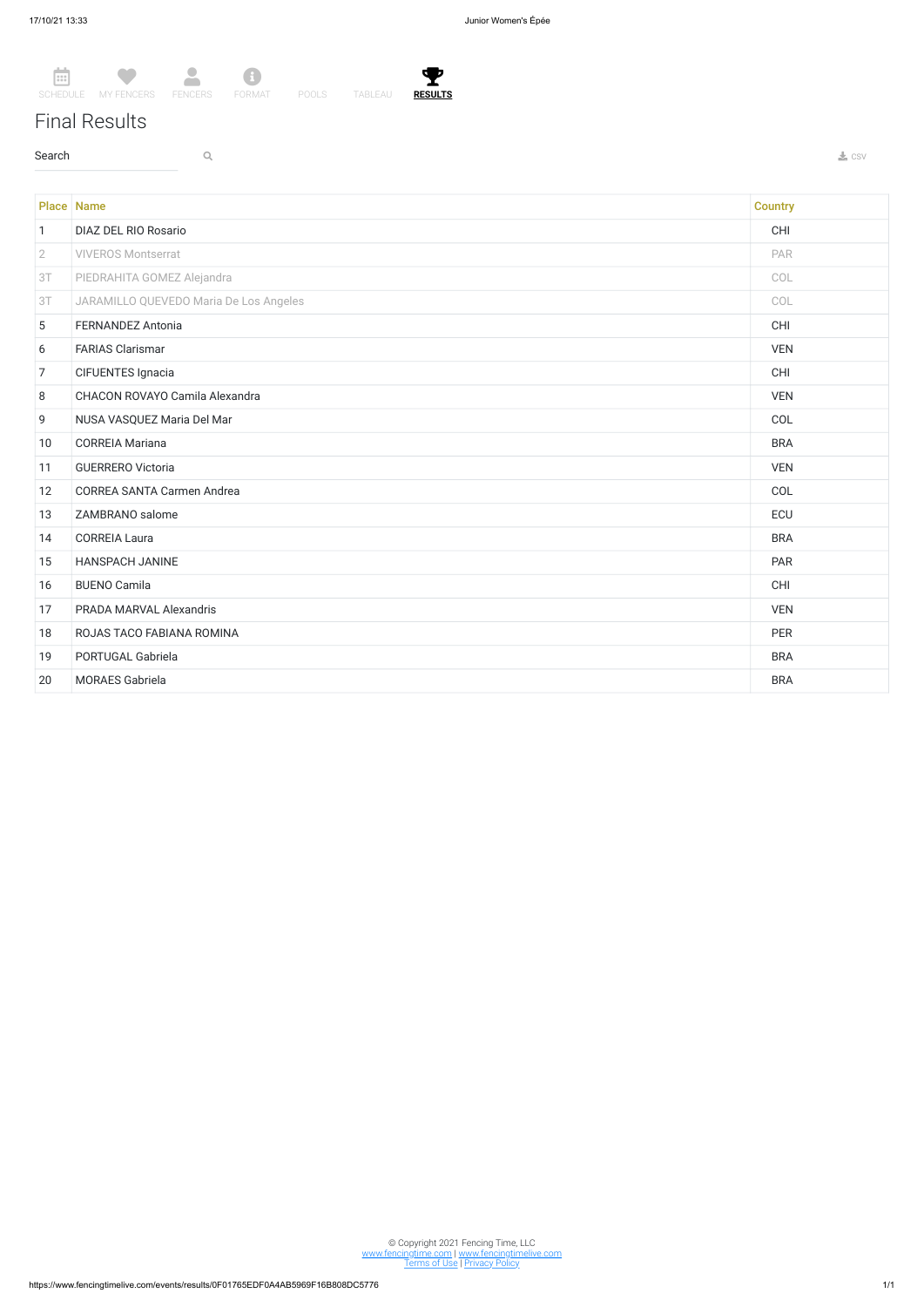SCHEDULE MY FENCERS FENCERS FORMAT POOLS TABLEAU **RESULTS**

# Final Results

Search

CSV

| Place | Name | Country |
|---|---|---|
| 1 | DIAZ DEL RIO Rosario | CHI |
| 2 | VIVEROS Montserrat | PAR |
| 3T | PIEDRAHITA GOMEZ Alejandra | COL |
| 3T | JARAMILLO QUEVEDO Maria De Los Angeles | COL |
| 5 | FERNANDEZ Antonia | CHI |
| 6 | FARIAS Clarismar | VEN |
| 7 | CIFUENTES Ignacia | CHI |
| 8 | CHACON ROVAYO Camila Alexandra | VEN |
| 9 | NUSA VASQUEZ Maria Del Mar | COL |
| 10 | CORREIA Mariana | BRA |
| 11 | GUERRERO Victoria | VEN |
| 12 | CORREA SANTA Carmen Andrea | COL |
| 13 | ZAMBRANO salome | ECU |
| 14 | CORREIA Laura | BRA |
| 15 | HANSPACH JANINE | PAR |
| 16 | BUENO Camila | CHI |
| 17 | PRADA MARVAL Alexandris | VEN |
| 18 | ROJAS TACO FABIANA ROMINA | PER |
| 19 | PORTUGAL Gabriela | BRA |
| 20 | MORAES Gabriela | BRA |

© Copyright 2021 Fencing Time, LLC
www.fencingtime.com | www.fencingtimelive.com
Terms of Use | Privacy Policy